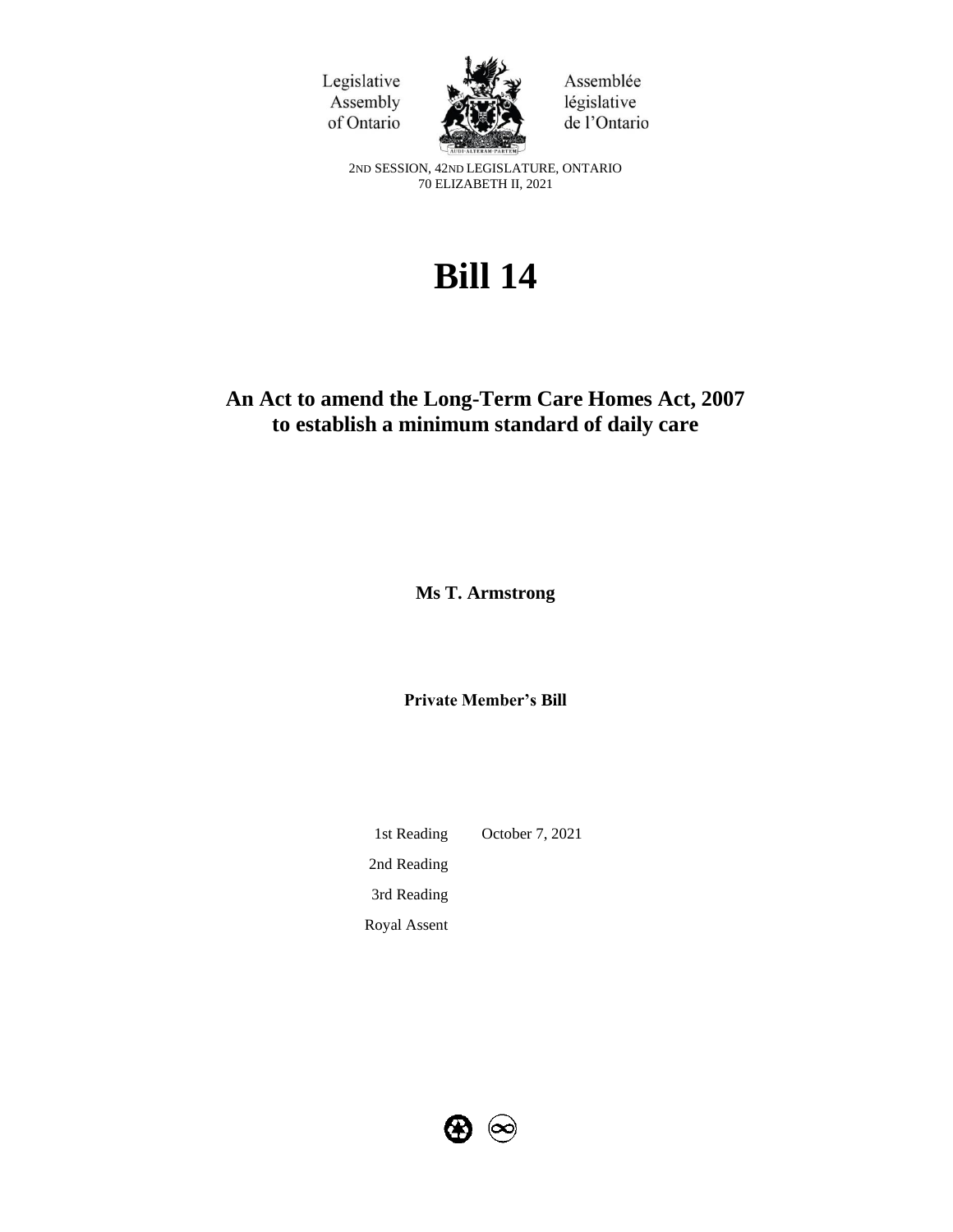Legislative Assembly of Ontario

Assemblée législative de l'Ontario

2ND SESSION, 42ND LEGISLATURE, ONTARIO
70 ELIZABETH II, 2021

# Bill 14

## An Act to amend the Long-Term Care Homes Act, 2007 to establish a minimum standard of daily care

**Ms T. Armstrong**

**Private Member's Bill**

| | |
|---|---|
| 1st Reading | October 7, 2021 |
| 2nd Reading | |
| 3rd Reading | |
| Royal Assent | |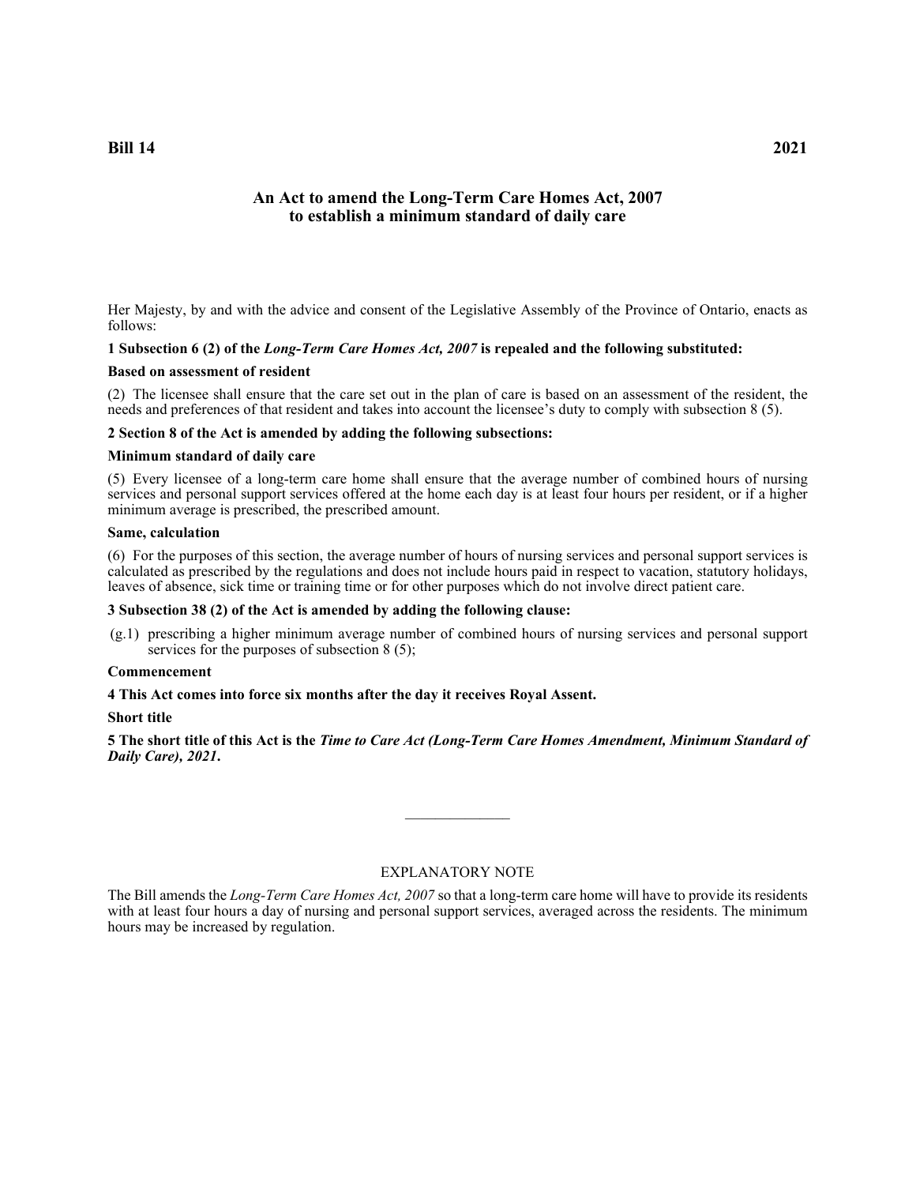**Bill 14** **2021**

## An Act to amend the Long-Term Care Homes Act, 2007 to establish a minimum standard of daily care

Her Majesty, by and with the advice and consent of the Legislative Assembly of the Province of Ontario, enacts as follows:

**1 Subsection 6 (2) of the *Long-Term Care Homes Act, 2007* is repealed and the following substituted:**

**Based on assessment of resident**

(2) The licensee shall ensure that the care set out in the plan of care is based on an assessment of the resident, the needs and preferences of that resident and takes into account the licensee's duty to comply with subsection 8 (5).

**2 Section 8 of the Act is amended by adding the following subsections:**

**Minimum standard of daily care**

(5) Every licensee of a long-term care home shall ensure that the average number of combined hours of nursing services and personal support services offered at the home each day is at least four hours per resident, or if a higher minimum average is prescribed, the prescribed amount.

**Same, calculation**

(6) For the purposes of this section, the average number of hours of nursing services and personal support services is calculated as prescribed by the regulations and does not include hours paid in respect to vacation, statutory holidays, leaves of absence, sick time or training time or for other purposes which do not involve direct patient care.

**3 Subsection 38 (2) of the Act is amended by adding the following clause:**

(g.1) prescribing a higher minimum average number of combined hours of nursing services and personal support services for the purposes of subsection 8 (5);

**Commencement**

**4 This Act comes into force six months after the day it receives Royal Assent.**

**Short title**

**5 The short title of this Act is the *Time to Care Act (Long-Term Care Homes Amendment, Minimum Standard of Daily Care), 2021*.**

---

EXPLANATORY NOTE

The Bill amends the *Long-Term Care Homes Act, 2007* so that a long-term care home will have to provide its residents with at least four hours a day of nursing and personal support services, averaged across the residents. The minimum hours may be increased by regulation.